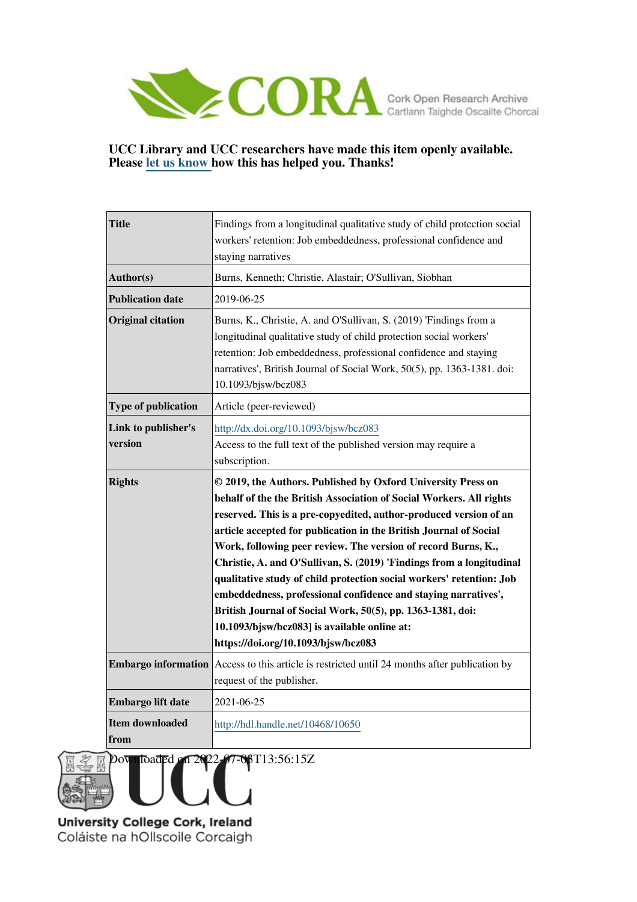UCC Library and UCC researchers have made this item openly available. Please let us know how this has helped you. Thanks!

| Title | Findings from a longitudinal qualitative study of child protection social workers' retention: Job embeddedness, professional confidence and staying narratives |
|---|---|
| Author(s) | Burns, Kenneth; Christie, Alastair; O'Sullivan, Siobhan |
| Publication date | 2019-06-25 |
| Original citation | Burns, K., Christie, A. and O'Sullivan, S. (2019) 'Findings from a longitudinal qualitative study of child protection social workers' retention: Job embeddedness, professional confidence and staying narratives', British Journal of Social Work, 50(5), pp. 1363-1381. doi: 10.1093/bjsw/bcz083 |
| Type of publication | Article (peer-reviewed) |
| Link to publisher's version | http://dx.doi.org/10.1093/bjsw/bcz083 Access to the full text of the published version may require a subscription. |
| Rights | **© 2019, the Authors. Published by Oxford University Press on behalf of the the British Association of Social Workers. All rights reserved. This is a pre-copyedited, author-produced version of an article accepted for publication in the British Journal of Social Work, following peer review. The version of record Burns, K., Christie, A. and O'Sullivan, S. (2019) 'Findings from a longitudinal qualitative study of child protection social workers' retention: Job embeddedness, professional confidence and staying narratives', British Journal of Social Work, 50(5), pp. 1363-1381, doi: 10.1093/bjsw/bcz083] is available online at: https://doi.org/10.1093/bjsw/bcz083** |
| Embargo information | Access to this article is restricted until 24 months after publication by request of the publisher. |
| Embargo lift date | 2021-06-25 |
| Item downloaded from | http://hdl.handle.net/10468/10650 |

Downloaded on 2022-07-08T13:56:15Z

University College Cork, Ireland
Coláiste na hOllscoile Corcaigh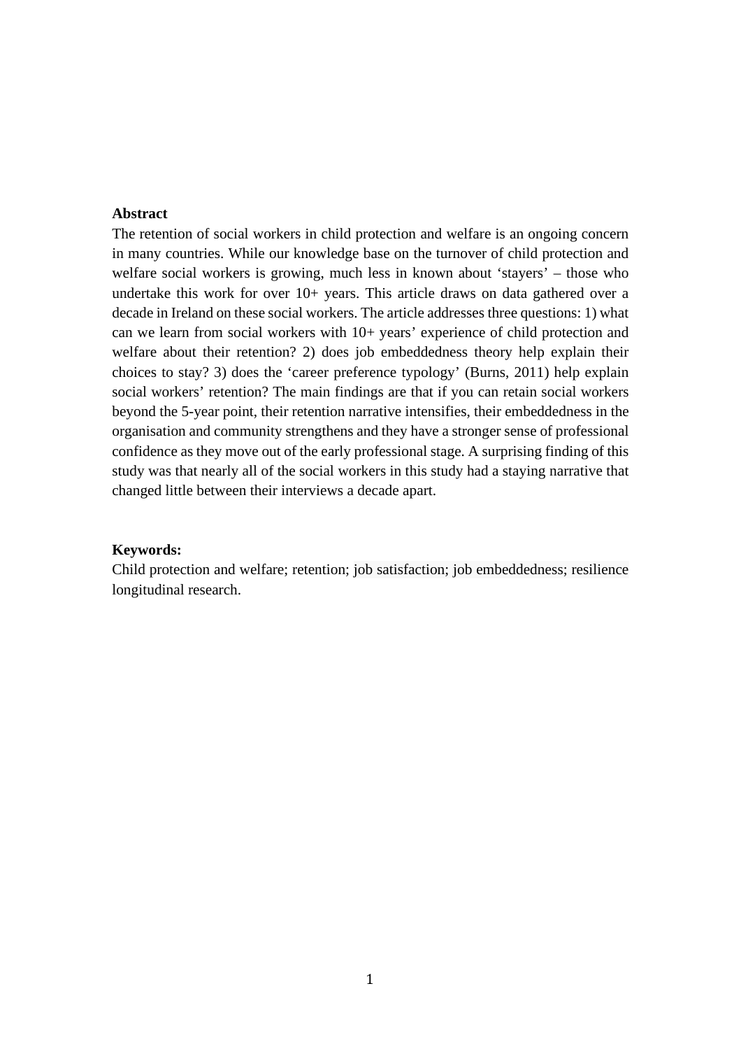**Abstract**

The retention of social workers in child protection and welfare is an ongoing concern in many countries. While our knowledge base on the turnover of child protection and welfare social workers is growing, much less in known about 'stayers' – those who undertake this work for over 10+ years. This article draws on data gathered over a decade in Ireland on these social workers. The article addresses three questions: 1) what can we learn from social workers with 10+ years' experience of child protection and welfare about their retention? 2) does job embeddedness theory help explain their choices to stay? 3) does the 'career preference typology' (Burns, 2011) help explain social workers' retention? The main findings are that if you can retain social workers beyond the 5-year point, their retention narrative intensifies, their embeddedness in the organisation and community strengthens and they have a stronger sense of professional confidence as they move out of the early professional stage. A surprising finding of this study was that nearly all of the social workers in this study had a staying narrative that changed little between their interviews a decade apart.

**Keywords:**

Child protection and welfare; retention; job satisfaction; job embeddedness; resilience longitudinal research.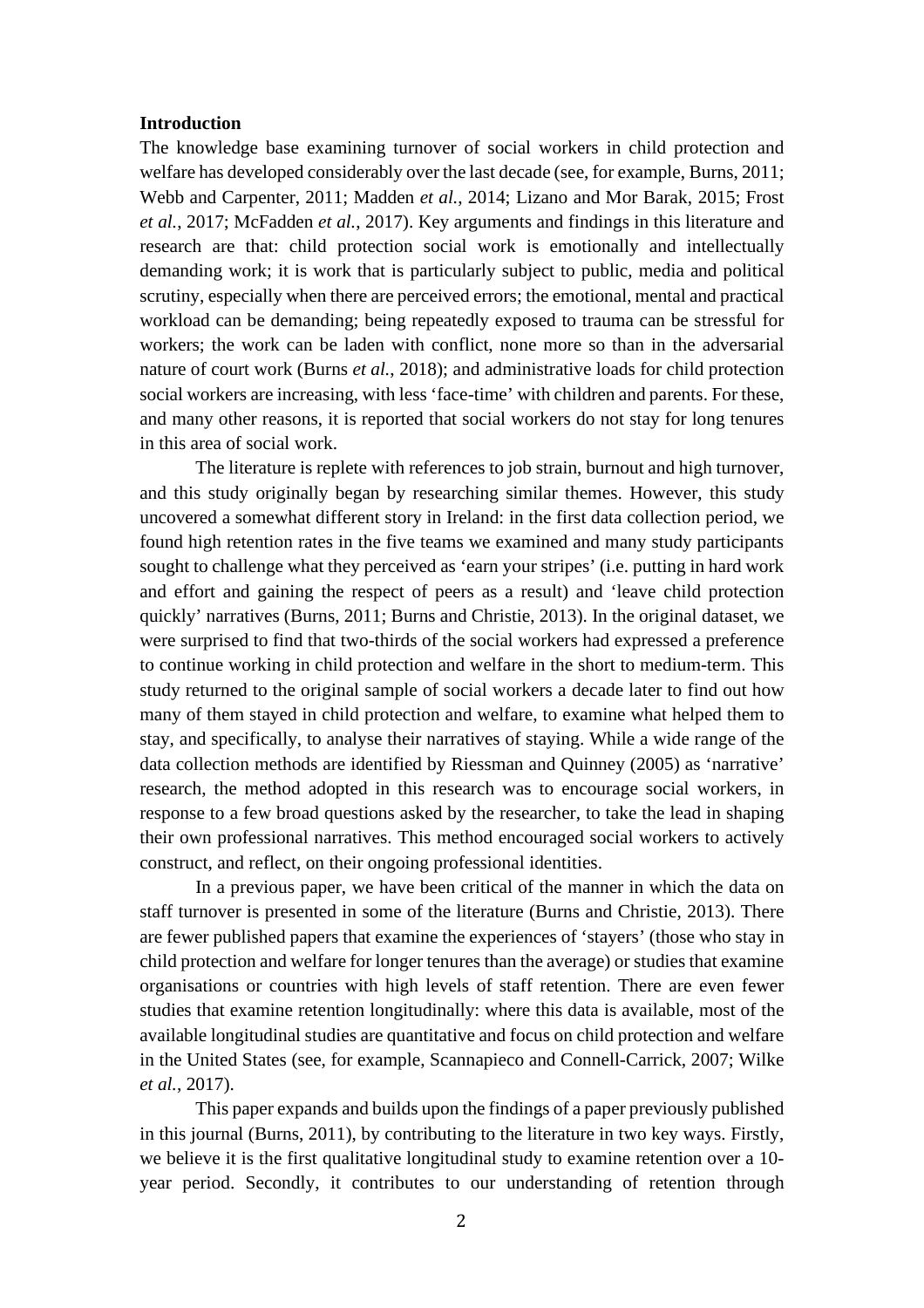**Introduction**

The knowledge base examining turnover of social workers in child protection and welfare has developed considerably over the last decade (see, for example, Burns, 2011; Webb and Carpenter, 2011; Madden *et al.*, 2014; Lizano and Mor Barak, 2015; Frost *et al.*, 2017; McFadden *et al.*, 2017). Key arguments and findings in this literature and research are that: child protection social work is emotionally and intellectually demanding work; it is work that is particularly subject to public, media and political scrutiny, especially when there are perceived errors; the emotional, mental and practical workload can be demanding; being repeatedly exposed to trauma can be stressful for workers; the work can be laden with conflict, none more so than in the adversarial nature of court work (Burns *et al.*, 2018); and administrative loads for child protection social workers are increasing, with less 'face-time' with children and parents. For these, and many other reasons, it is reported that social workers do not stay for long tenures in this area of social work.

The literature is replete with references to job strain, burnout and high turnover, and this study originally began by researching similar themes. However, this study uncovered a somewhat different story in Ireland: in the first data collection period, we found high retention rates in the five teams we examined and many study participants sought to challenge what they perceived as 'earn your stripes' (i.e. putting in hard work and effort and gaining the respect of peers as a result) and 'leave child protection quickly' narratives (Burns, 2011; Burns and Christie, 2013). In the original dataset, we were surprised to find that two-thirds of the social workers had expressed a preference to continue working in child protection and welfare in the short to medium-term. This study returned to the original sample of social workers a decade later to find out how many of them stayed in child protection and welfare, to examine what helped them to stay, and specifically, to analyse their narratives of staying. While a wide range of the data collection methods are identified by Riessman and Quinney (2005) as 'narrative' research, the method adopted in this research was to encourage social workers, in response to a few broad questions asked by the researcher, to take the lead in shaping their own professional narratives. This method encouraged social workers to actively construct, and reflect, on their ongoing professional identities.

In a previous paper, we have been critical of the manner in which the data on staff turnover is presented in some of the literature (Burns and Christie, 2013). There are fewer published papers that examine the experiences of 'stayers' (those who stay in child protection and welfare for longer tenures than the average) or studies that examine organisations or countries with high levels of staff retention. There are even fewer studies that examine retention longitudinally: where this data is available, most of the available longitudinal studies are quantitative and focus on child protection and welfare in the United States (see, for example, Scannapieco and Connell-Carrick, 2007; Wilke *et al.*, 2017).

This paper expands and builds upon the findings of a paper previously published in this journal (Burns, 2011), by contributing to the literature in two key ways. Firstly, we believe it is the first qualitative longitudinal study to examine retention over a 10-year period. Secondly, it contributes to our understanding of retention through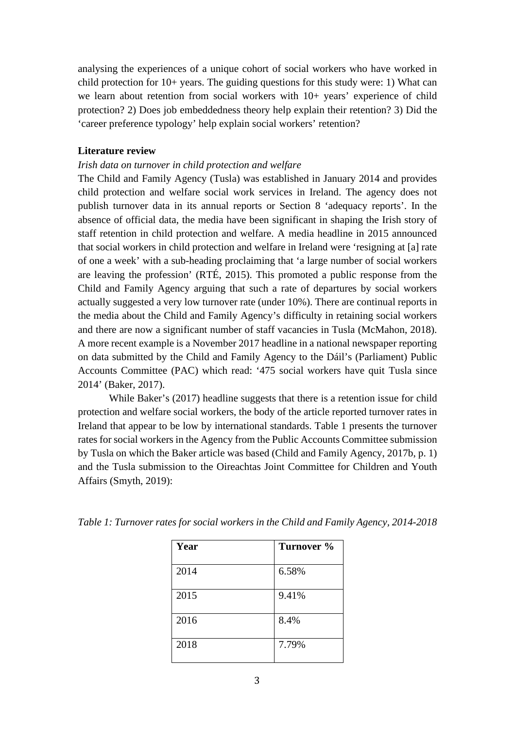analysing the experiences of a unique cohort of social workers who have worked in child protection for 10+ years. The guiding questions for this study were: 1) What can we learn about retention from social workers with 10+ years' experience of child protection? 2) Does job embeddedness theory help explain their retention? 3) Did the 'career preference typology' help explain social workers' retention?

## Literature review

### *Irish data on turnover in child protection and welfare*

The Child and Family Agency (Tusla) was established in January 2014 and provides child protection and welfare social work services in Ireland. The agency does not publish turnover data in its annual reports or Section 8 'adequacy reports'. In the absence of official data, the media have been significant in shaping the Irish story of staff retention in child protection and welfare. A media headline in 2015 announced that social workers in child protection and welfare in Ireland were 'resigning at [a] rate of one a week' with a sub-heading proclaiming that 'a large number of social workers are leaving the profession' (RTÉ, 2015). This promoted a public response from the Child and Family Agency arguing that such a rate of departures by social workers actually suggested a very low turnover rate (under 10%). There are continual reports in the media about the Child and Family Agency's difficulty in retaining social workers and there are now a significant number of staff vacancies in Tusla (McMahon, 2018). A more recent example is a November 2017 headline in a national newspaper reporting on data submitted by the Child and Family Agency to the Dáil's (Parliament) Public Accounts Committee (PAC) which read: '475 social workers have quit Tusla since 2014' (Baker, 2017).

While Baker's (2017) headline suggests that there is a retention issue for child protection and welfare social workers, the body of the article reported turnover rates in Ireland that appear to be low by international standards. Table 1 presents the turnover rates for social workers in the Agency from the Public Accounts Committee submission by Tusla on which the Baker article was based (Child and Family Agency, 2017b, p. 1) and the Tusla submission to the Oireachtas Joint Committee for Children and Youth Affairs (Smyth, 2019):

*Table 1: Turnover rates for social workers in the Child and Family Agency, 2014-2018*

| Year | Turnover % |
|---|---|
| 2014 | 6.58% |
| 2015 | 9.41% |
| 2016 | 8.4% |
| 2018 | 7.79% |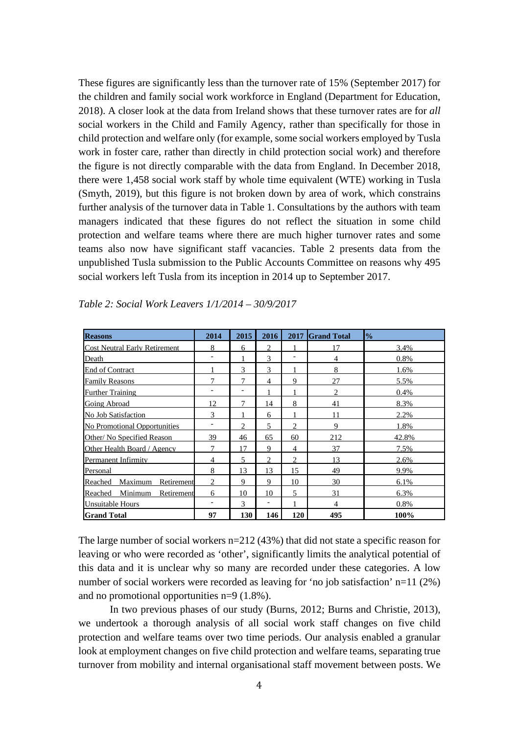These figures are significantly less than the turnover rate of 15% (September 2017) for the children and family social work workforce in England (Department for Education, 2018). A closer look at the data from Ireland shows that these turnover rates are for *all* social workers in the Child and Family Agency, rather than specifically for those in child protection and welfare only (for example, some social workers employed by Tusla work in foster care, rather than directly in child protection social work) and therefore the figure is not directly comparable with the data from England. In December 2018, there were 1,458 social work staff by whole time equivalent (WTE) working in Tusla (Smyth, 2019), but this figure is not broken down by area of work, which constrains further analysis of the turnover data in Table 1. Consultations by the authors with team managers indicated that these figures do not reflect the situation in some child protection and welfare teams where there are much higher turnover rates and some teams also now have significant staff vacancies. Table 2 presents data from the unpublished Tusla submission to the Public Accounts Committee on reasons why 495 social workers left Tusla from its inception in 2014 up to September 2017.

*Table 2: Social Work Leavers 1/1/2014 – 30/9/2017*

| Reasons | 2014 | 2015 | 2016 | 2017 | Grand Total | % |
|---|---|---|---|---|---|---|
| Cost Neutral Early Retirement | 8 | 6 | 2 | 1 | 17 | 3.4% |
| Death | - | 1 | 3 | - | 4 | 0.8% |
| End of Contract | 1 | 3 | 3 | 1 | 8 | 1.6% |
| Family Reasons | 7 | 7 | 4 | 9 | 27 | 5.5% |
| Further Training | - | - | 1 | 1 | 2 | 0.4% |
| Going Abroad | 12 | 7 | 14 | 8 | 41 | 8.3% |
| No Job Satisfaction | 3 | 1 | 6 | 1 | 11 | 2.2% |
| No Promotional Opportunities | - | 2 | 5 | 2 | 9 | 1.8% |
| Other/ No Specified Reason | 39 | 46 | 65 | 60 | 212 | 42.8% |
| Other Health Board / Agency | 7 | 17 | 9 | 4 | 37 | 7.5% |
| Permanent Infirmity | 4 | 5 | 2 | 2 | 13 | 2.6% |
| Personal | 8 | 13 | 13 | 15 | 49 | 9.9% |
| Reached Maximum Retirement | 2 | 9 | 9 | 10 | 30 | 6.1% |
| Reached Minimum Retirement | 6 | 10 | 10 | 5 | 31 | 6.3% |
| Unsuitable Hours | - | 3 | - | 1 | 4 | 0.8% |
| **Grand Total** | **97** | **130** | **146** | **120** | **495** | **100%** |

The large number of social workers n=212 (43%) that did not state a specific reason for leaving or who were recorded as 'other', significantly limits the analytical potential of this data and it is unclear why so many are recorded under these categories. A low number of social workers were recorded as leaving for 'no job satisfaction' n=11 (2%) and no promotional opportunities n=9 (1.8%).

In two previous phases of our study (Burns, 2012; Burns and Christie, 2013), we undertook a thorough analysis of all social work staff changes on five child protection and welfare teams over two time periods. Our analysis enabled a granular look at employment changes on five child protection and welfare teams, separating true turnover from mobility and internal organisational staff movement between posts. We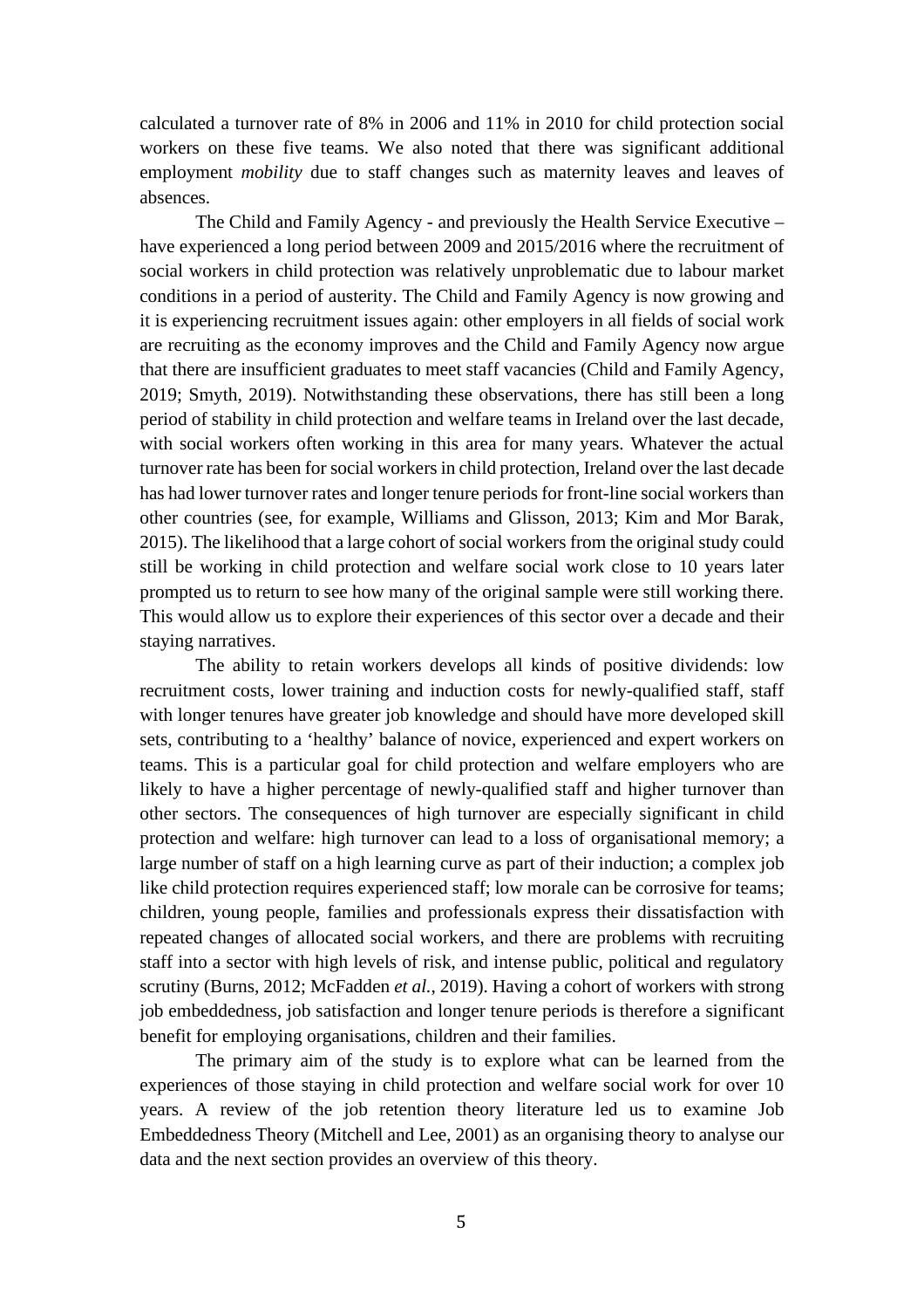calculated a turnover rate of 8% in 2006 and 11% in 2010 for child protection social workers on these five teams. We also noted that there was significant additional employment *mobility* due to staff changes such as maternity leaves and leaves of absences.

The Child and Family Agency - and previously the Health Service Executive – have experienced a long period between 2009 and 2015/2016 where the recruitment of social workers in child protection was relatively unproblematic due to labour market conditions in a period of austerity. The Child and Family Agency is now growing and it is experiencing recruitment issues again: other employers in all fields of social work are recruiting as the economy improves and the Child and Family Agency now argue that there are insufficient graduates to meet staff vacancies (Child and Family Agency, 2019; Smyth, 2019). Notwithstanding these observations, there has still been a long period of stability in child protection and welfare teams in Ireland over the last decade, with social workers often working in this area for many years. Whatever the actual turnover rate has been for social workers in child protection, Ireland over the last decade has had lower turnover rates and longer tenure periods for front-line social workers than other countries (see, for example, Williams and Glisson, 2013; Kim and Mor Barak, 2015). The likelihood that a large cohort of social workers from the original study could still be working in child protection and welfare social work close to 10 years later prompted us to return to see how many of the original sample were still working there. This would allow us to explore their experiences of this sector over a decade and their staying narratives.

The ability to retain workers develops all kinds of positive dividends: low recruitment costs, lower training and induction costs for newly-qualified staff, staff with longer tenures have greater job knowledge and should have more developed skill sets, contributing to a 'healthy' balance of novice, experienced and expert workers on teams. This is a particular goal for child protection and welfare employers who are likely to have a higher percentage of newly-qualified staff and higher turnover than other sectors. The consequences of high turnover are especially significant in child protection and welfare: high turnover can lead to a loss of organisational memory; a large number of staff on a high learning curve as part of their induction; a complex job like child protection requires experienced staff; low morale can be corrosive for teams; children, young people, families and professionals express their dissatisfaction with repeated changes of allocated social workers, and there are problems with recruiting staff into a sector with high levels of risk, and intense public, political and regulatory scrutiny (Burns, 2012; McFadden *et al.*, 2019). Having a cohort of workers with strong job embeddedness, job satisfaction and longer tenure periods is therefore a significant benefit for employing organisations, children and their families.

The primary aim of the study is to explore what can be learned from the experiences of those staying in child protection and welfare social work for over 10 years. A review of the job retention theory literature led us to examine Job Embeddedness Theory (Mitchell and Lee, 2001) as an organising theory to analyse our data and the next section provides an overview of this theory.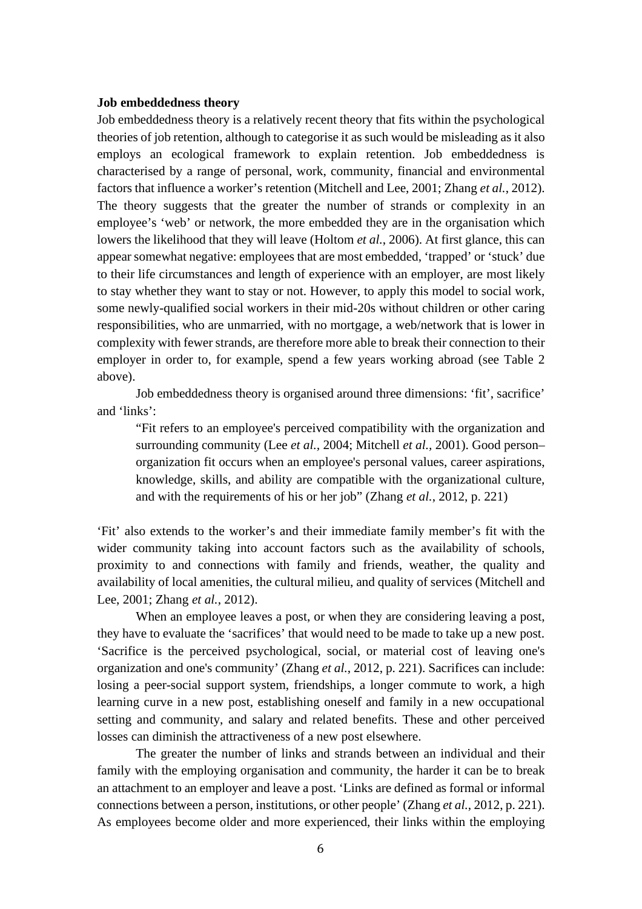**Job embeddedness theory**

Job embeddedness theory is a relatively recent theory that fits within the psychological theories of job retention, although to categorise it as such would be misleading as it also employs an ecological framework to explain retention. Job embeddedness is characterised by a range of personal, work, community, financial and environmental factors that influence a worker's retention (Mitchell and Lee, 2001; Zhang *et al.*, 2012). The theory suggests that the greater the number of strands or complexity in an employee's 'web' or network, the more embedded they are in the organisation which lowers the likelihood that they will leave (Holtom *et al.*, 2006). At first glance, this can appear somewhat negative: employees that are most embedded, 'trapped' or 'stuck' due to their life circumstances and length of experience with an employer, are most likely to stay whether they want to stay or not. However, to apply this model to social work, some newly-qualified social workers in their mid-20s without children or other caring responsibilities, who are unmarried, with no mortgage, a web/network that is lower in complexity with fewer strands, are therefore more able to break their connection to their employer in order to, for example, spend a few years working abroad (see Table 2 above).

Job embeddedness theory is organised around three dimensions: 'fit', sacrifice' and 'links':

> "Fit refers to an employee's perceived compatibility with the organization and surrounding community (Lee *et al.,* 2004; Mitchell *et al.,* 2001). Good person–organization fit occurs when an employee's personal values, career aspirations, knowledge, skills, and ability are compatible with the organizational culture, and with the requirements of his or her job" (Zhang *et al.*, 2012, p. 221)

'Fit' also extends to the worker's and their immediate family member's fit with the wider community taking into account factors such as the availability of schools, proximity to and connections with family and friends, weather, the quality and availability of local amenities, the cultural milieu, and quality of services (Mitchell and Lee, 2001; Zhang *et al.*, 2012).

When an employee leaves a post, or when they are considering leaving a post, they have to evaluate the 'sacrifices' that would need to be made to take up a new post. 'Sacrifice is the perceived psychological, social, or material cost of leaving one's organization and one's community' (Zhang *et al.*, 2012, p. 221). Sacrifices can include: losing a peer-social support system, friendships, a longer commute to work, a high learning curve in a new post, establishing oneself and family in a new occupational setting and community, and salary and related benefits. These and other perceived losses can diminish the attractiveness of a new post elsewhere.

The greater the number of links and strands between an individual and their family with the employing organisation and community, the harder it can be to break an attachment to an employer and leave a post. 'Links are defined as formal or informal connections between a person, institutions, or other people' (Zhang *et al.*, 2012, p. 221). As employees become older and more experienced, their links within the employing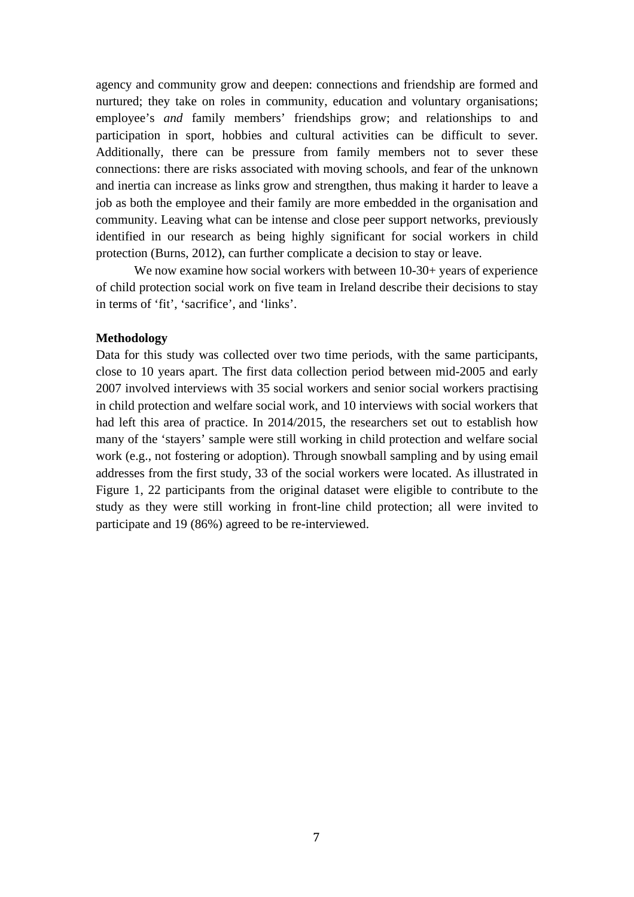agency and community grow and deepen: connections and friendship are formed and nurtured; they take on roles in community, education and voluntary organisations; employee's *and* family members' friendships grow; and relationships to and participation in sport, hobbies and cultural activities can be difficult to sever. Additionally, there can be pressure from family members not to sever these connections: there are risks associated with moving schools, and fear of the unknown and inertia can increase as links grow and strengthen, thus making it harder to leave a job as both the employee and their family are more embedded in the organisation and community. Leaving what can be intense and close peer support networks, previously identified in our research as being highly significant for social workers in child protection (Burns, 2012), can further complicate a decision to stay or leave.

We now examine how social workers with between 10-30+ years of experience of child protection social work on five team in Ireland describe their decisions to stay in terms of 'fit', 'sacrifice', and 'links'.

**Methodology**

Data for this study was collected over two time periods, with the same participants, close to 10 years apart. The first data collection period between mid-2005 and early 2007 involved interviews with 35 social workers and senior social workers practising in child protection and welfare social work, and 10 interviews with social workers that had left this area of practice. In 2014/2015, the researchers set out to establish how many of the 'stayers' sample were still working in child protection and welfare social work (e.g., not fostering or adoption). Through snowball sampling and by using email addresses from the first study, 33 of the social workers were located. As illustrated in Figure 1, 22 participants from the original dataset were eligible to contribute to the study as they were still working in front-line child protection; all were invited to participate and 19 (86%) agreed to be re-interviewed.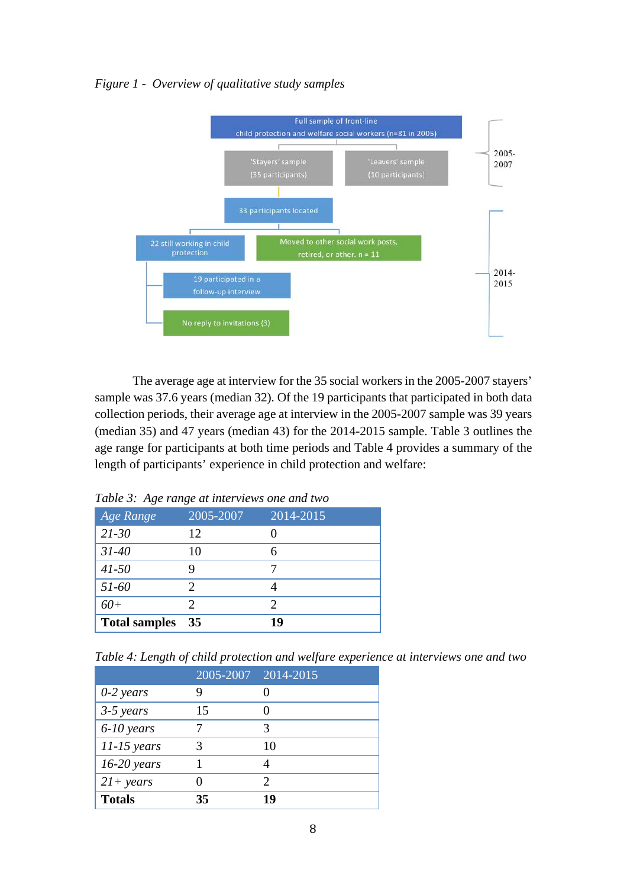*Figure 1 - Overview of qualitative study samples*

Full sample of front-line child protection and welfare social workers (n=81 in 2005)

'Stayers' sample (35 participants)

'Leavers' sample (10 participants)

2005-2007

33 participants located

22 still working in child protection

Moved to other social work posts, retired, or other. n = 11

19 participated in a follow-up interview

No reply to invitations (3)

2014-2015

The average age at interview for the 35 social workers in the 2005-2007 stayers' sample was 37.6 years (median 32). Of the 19 participants that participated in both data collection periods, their average age at interview in the 2005-2007 sample was 39 years (median 35) and 47 years (median 43) for the 2014-2015 sample. Table 3 outlines the age range for participants at both time periods and Table 4 provides a summary of the length of participants' experience in child protection and welfare:

*Table 3: Age range at interviews one and two*

| *Age Range* | 2005-2007 | 2014-2015 |
|---|---|---|
| *21-30* | 12 | 0 |
| *31-40* | 10 | 6 |
| *41-50* | 9 | 7 |
| *51-60* | 2 | 4 |
| *60+* | 2 | 2 |
| **Total samples** | **35** | **19** |

*Table 4: Length of child protection and welfare experience at interviews one and two*

| | 2005-2007 | 2014-2015 |
|---|---|---|
| *0-2 years* | 9 | 0 |
| *3-5 years* | 15 | 0 |
| *6-10 years* | 7 | 3 |
| *11-15 years* | 3 | 10 |
| *16-20 years* | 1 | 4 |
| *21+ years* | 0 | 2 |
| **Totals** | **35** | **19** |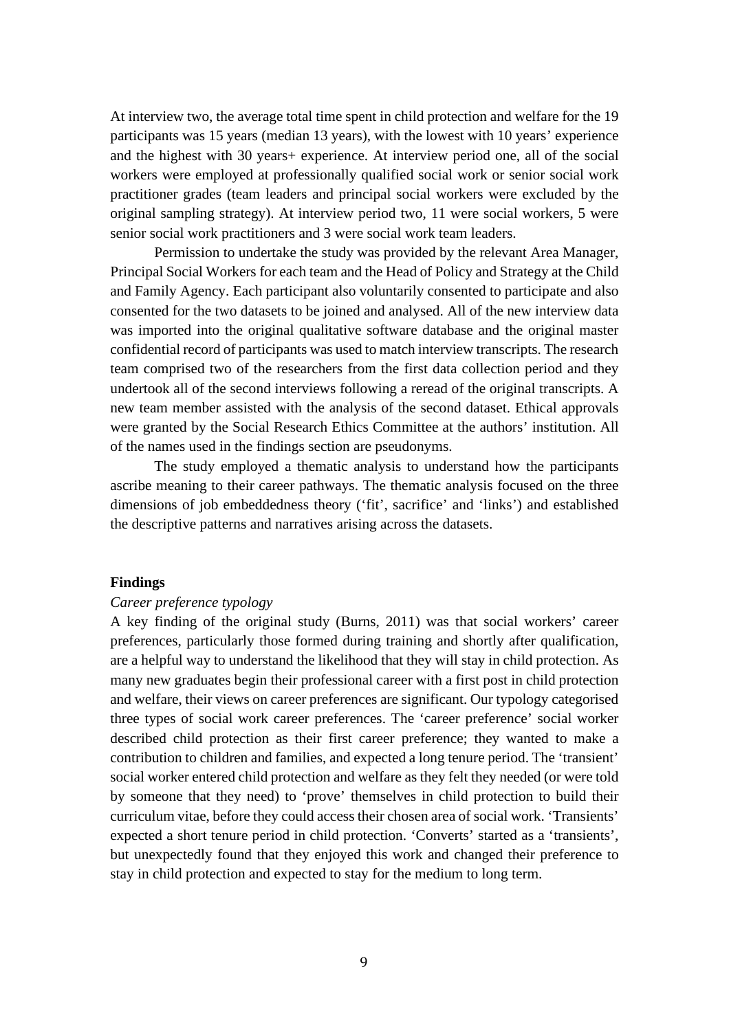At interview two, the average total time spent in child protection and welfare for the 19 participants was 15 years (median 13 years), with the lowest with 10 years' experience and the highest with 30 years+ experience. At interview period one, all of the social workers were employed at professionally qualified social work or senior social work practitioner grades (team leaders and principal social workers were excluded by the original sampling strategy). At interview period two, 11 were social workers, 5 were senior social work practitioners and 3 were social work team leaders.

Permission to undertake the study was provided by the relevant Area Manager, Principal Social Workers for each team and the Head of Policy and Strategy at the Child and Family Agency. Each participant also voluntarily consented to participate and also consented for the two datasets to be joined and analysed. All of the new interview data was imported into the original qualitative software database and the original master confidential record of participants was used to match interview transcripts. The research team comprised two of the researchers from the first data collection period and they undertook all of the second interviews following a reread of the original transcripts. A new team member assisted with the analysis of the second dataset. Ethical approvals were granted by the Social Research Ethics Committee at the authors' institution. All of the names used in the findings section are pseudonyms.

The study employed a thematic analysis to understand how the participants ascribe meaning to their career pathways. The thematic analysis focused on the three dimensions of job embeddedness theory ('fit', sacrifice' and 'links') and established the descriptive patterns and narratives arising across the datasets.

## Findings

*Career preference typology*

A key finding of the original study (Burns, 2011) was that social workers' career preferences, particularly those formed during training and shortly after qualification, are a helpful way to understand the likelihood that they will stay in child protection. As many new graduates begin their professional career with a first post in child protection and welfare, their views on career preferences are significant. Our typology categorised three types of social work career preferences. The 'career preference' social worker described child protection as their first career preference; they wanted to make a contribution to children and families, and expected a long tenure period. The 'transient' social worker entered child protection and welfare as they felt they needed (or were told by someone that they need) to 'prove' themselves in child protection to build their curriculum vitae, before they could access their chosen area of social work. 'Transients' expected a short tenure period in child protection. 'Converts' started as a 'transients', but unexpectedly found that they enjoyed this work and changed their preference to stay in child protection and expected to stay for the medium to long term.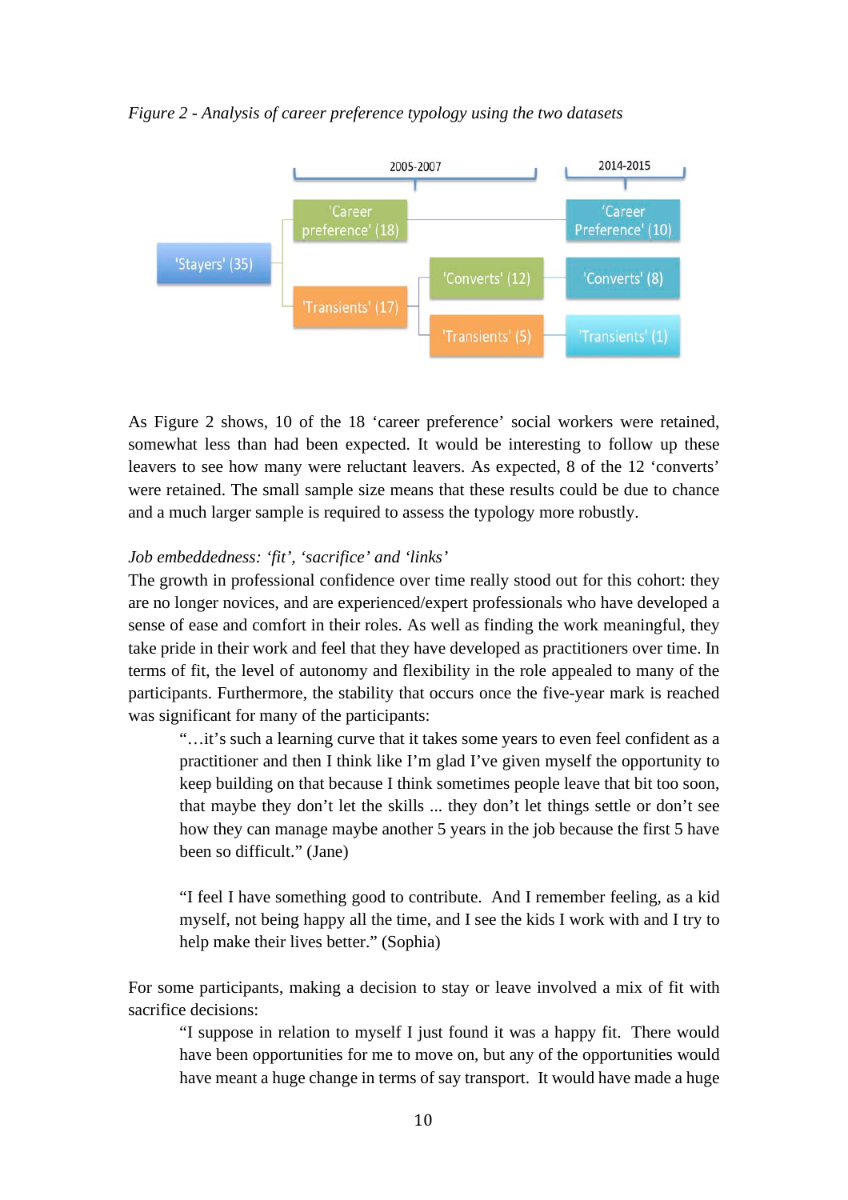*Figure 2 - Analysis of career preference typology using the two datasets*

As Figure 2 shows, 10 of the 18 ‘career preference’ social workers were retained, somewhat less than had been expected. It would be interesting to follow up these leavers to see how many were reluctant leavers. As expected, 8 of the 12 ‘converts’ were retained. The small sample size means that these results could be due to chance and a much larger sample is required to assess the typology more robustly.

*Job embeddedness: ‘fit’, ‘sacrifice’ and ‘links’*

The growth in professional confidence over time really stood out for this cohort: they are no longer novices, and are experienced/expert professionals who have developed a sense of ease and comfort in their roles. As well as finding the work meaningful, they take pride in their work and feel that they have developed as practitioners over time. In terms of fit, the level of autonomy and flexibility in the role appealed to many of the participants. Furthermore, the stability that occurs once the five-year mark is reached was significant for many of the participants:

> “…it’s such a learning curve that it takes some years to even feel confident as a practitioner and then I think like I’m glad I’ve given myself the opportunity to keep building on that because I think sometimes people leave that bit too soon, that maybe they don’t let the skills ... they don’t let things settle or don’t see how they can manage maybe another 5 years in the job because the first 5 have been so difficult.” (Jane)

> “I feel I have something good to contribute. And I remember feeling, as a kid myself, not being happy all the time, and I see the kids I work with and I try to help make their lives better.” (Sophia)

For some participants, making a decision to stay or leave involved a mix of fit with sacrifice decisions:

> “I suppose in relation to myself I just found it was a happy fit. There would have been opportunities for me to move on, but any of the opportunities would have meant a huge change in terms of say transport. It would have made a huge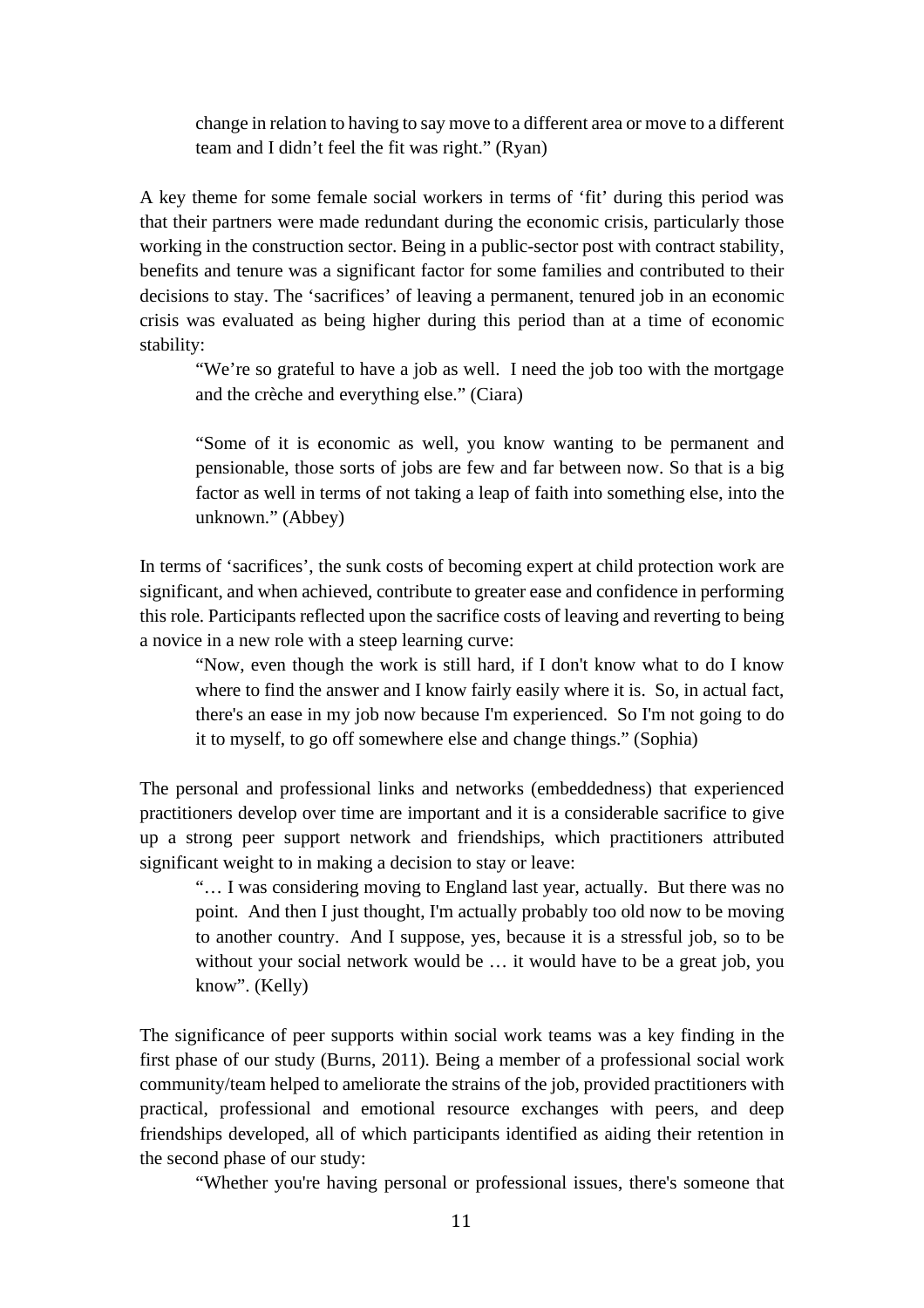> change in relation to having to say move to a different area or move to a different team and I didn't feel the fit was right." (Ryan)

A key theme for some female social workers in terms of 'fit' during this period was that their partners were made redundant during the economic crisis, particularly those working in the construction sector. Being in a public-sector post with contract stability, benefits and tenure was a significant factor for some families and contributed to their decisions to stay. The 'sacrifices' of leaving a permanent, tenured job in an economic crisis was evaluated as being higher during this period than at a time of economic stability:

> "We're so grateful to have a job as well. I need the job too with the mortgage and the crèche and everything else." (Ciara)

> "Some of it is economic as well, you know wanting to be permanent and pensionable, those sorts of jobs are few and far between now. So that is a big factor as well in terms of not taking a leap of faith into something else, into the unknown." (Abbey)

In terms of 'sacrifices', the sunk costs of becoming expert at child protection work are significant, and when achieved, contribute to greater ease and confidence in performing this role. Participants reflected upon the sacrifice costs of leaving and reverting to being a novice in a new role with a steep learning curve:

> "Now, even though the work is still hard, if I don't know what to do I know where to find the answer and I know fairly easily where it is. So, in actual fact, there's an ease in my job now because I'm experienced. So I'm not going to do it to myself, to go off somewhere else and change things." (Sophia)

The personal and professional links and networks (embeddedness) that experienced practitioners develop over time are important and it is a considerable sacrifice to give up a strong peer support network and friendships, which practitioners attributed significant weight to in making a decision to stay or leave:

> "… I was considering moving to England last year, actually. But there was no point. And then I just thought, I'm actually probably too old now to be moving to another country. And I suppose, yes, because it is a stressful job, so to be without your social network would be … it would have to be a great job, you know". (Kelly)

The significance of peer supports within social work teams was a key finding in the first phase of our study (Burns, 2011). Being a member of a professional social work community/team helped to ameliorate the strains of the job, provided practitioners with practical, professional and emotional resource exchanges with peers, and deep friendships developed, all of which participants identified as aiding their retention in the second phase of our study:

> "Whether you're having personal or professional issues, there's someone that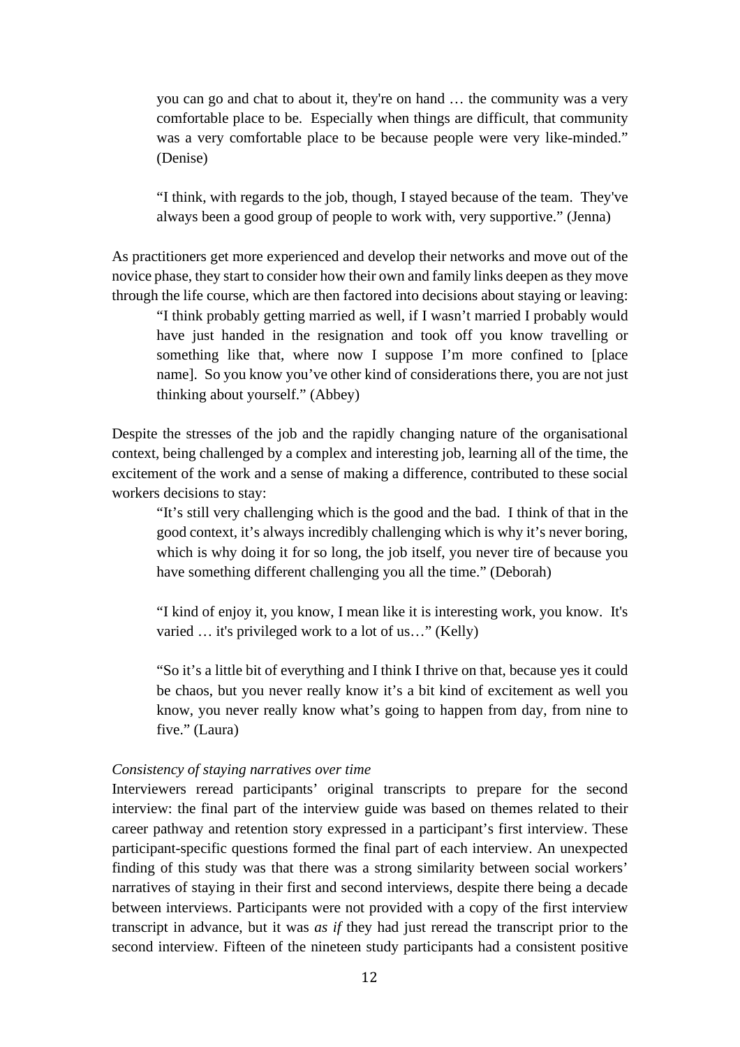> you can go and chat to about it, they're on hand … the community was a very comfortable place to be. Especially when things are difficult, that community was a very comfortable place to be because people were very like-minded." (Denise)

> "I think, with regards to the job, though, I stayed because of the team. They've always been a good group of people to work with, very supportive." (Jenna)

As practitioners get more experienced and develop their networks and move out of the novice phase, they start to consider how their own and family links deepen as they move through the life course, which are then factored into decisions about staying or leaving:

> "I think probably getting married as well, if I wasn't married I probably would have just handed in the resignation and took off you know travelling or something like that, where now I suppose I'm more confined to [place name]. So you know you've other kind of considerations there, you are not just thinking about yourself." (Abbey)

Despite the stresses of the job and the rapidly changing nature of the organisational context, being challenged by a complex and interesting job, learning all of the time, the excitement of the work and a sense of making a difference, contributed to these social workers decisions to stay:

> "It's still very challenging which is the good and the bad. I think of that in the good context, it's always incredibly challenging which is why it's never boring, which is why doing it for so long, the job itself, you never tire of because you have something different challenging you all the time." (Deborah)

> "I kind of enjoy it, you know, I mean like it is interesting work, you know. It's varied … it's privileged work to a lot of us…" (Kelly)

> "So it's a little bit of everything and I think I thrive on that, because yes it could be chaos, but you never really know it's a bit kind of excitement as well you know, you never really know what's going to happen from day, from nine to five." (Laura)

*Consistency of staying narratives over time*

Interviewers reread participants' original transcripts to prepare for the second interview: the final part of the interview guide was based on themes related to their career pathway and retention story expressed in a participant's first interview. These participant-specific questions formed the final part of each interview. An unexpected finding of this study was that there was a strong similarity between social workers' narratives of staying in their first and second interviews, despite there being a decade between interviews. Participants were not provided with a copy of the first interview transcript in advance, but it was *as if* they had just reread the transcript prior to the second interview. Fifteen of the nineteen study participants had a consistent positive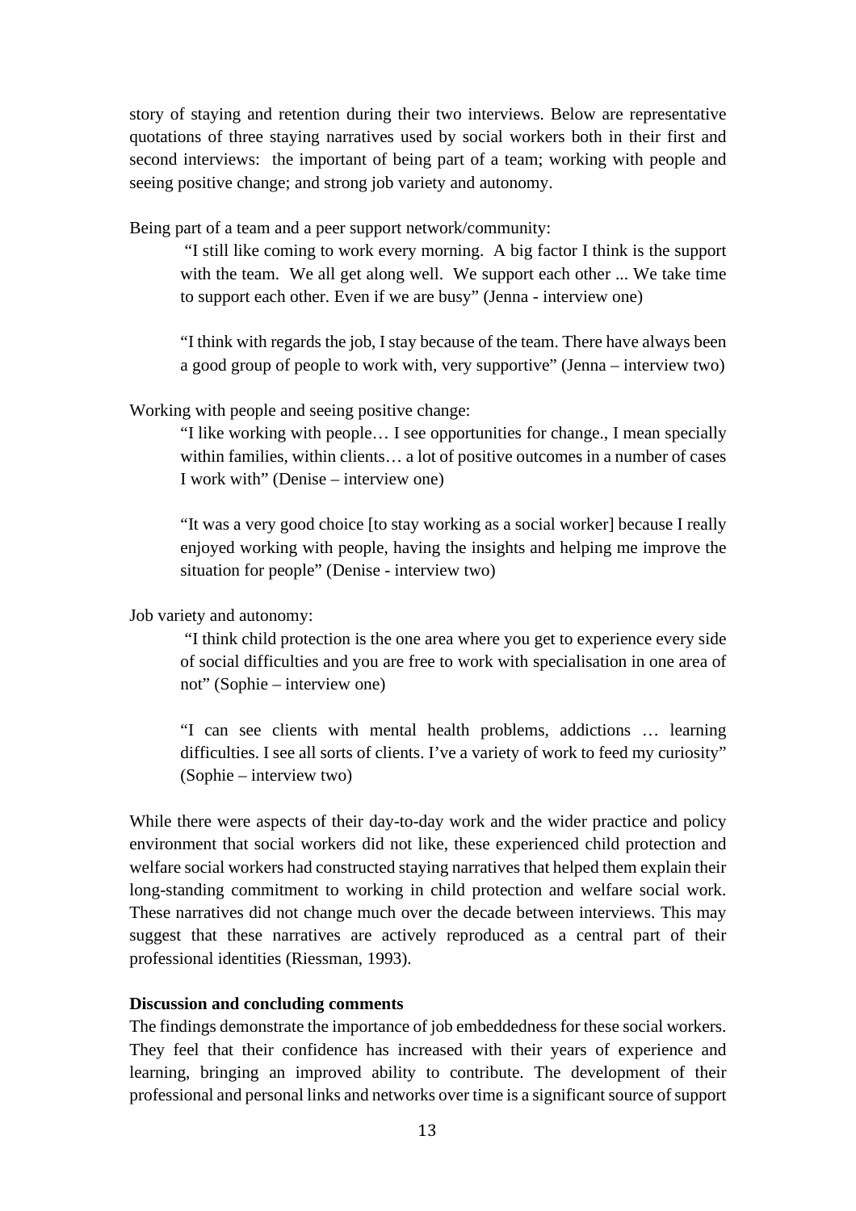story of staying and retention during their two interviews. Below are representative quotations of three staying narratives used by social workers both in their first and second interviews: the important of being part of a team; working with people and seeing positive change; and strong job variety and autonomy.

Being part of a team and a peer support network/community:

> "I still like coming to work every morning. A big factor I think is the support with the team. We all get along well. We support each other ... We take time to support each other. Even if we are busy" (Jenna - interview one)
>
> "I think with regards the job, I stay because of the team. There have always been a good group of people to work with, very supportive" (Jenna – interview two)

Working with people and seeing positive change:

> "I like working with people… I see opportunities for change., I mean specially within families, within clients… a lot of positive outcomes in a number of cases I work with" (Denise – interview one)
>
> "It was a very good choice [to stay working as a social worker] because I really enjoyed working with people, having the insights and helping me improve the situation for people" (Denise - interview two)

Job variety and autonomy:

> "I think child protection is the one area where you get to experience every side of social difficulties and you are free to work with specialisation in one area of not" (Sophie – interview one)
>
> "I can see clients with mental health problems, addictions … learning difficulties. I see all sorts of clients. I've a variety of work to feed my curiosity" (Sophie – interview two)

While there were aspects of their day-to-day work and the wider practice and policy environment that social workers did not like, these experienced child protection and welfare social workers had constructed staying narratives that helped them explain their long-standing commitment to working in child protection and welfare social work. These narratives did not change much over the decade between interviews. This may suggest that these narratives are actively reproduced as a central part of their professional identities (Riessman, 1993).

**Discussion and concluding comments**

The findings demonstrate the importance of job embeddedness for these social workers. They feel that their confidence has increased with their years of experience and learning, bringing an improved ability to contribute. The development of their professional and personal links and networks over time is a significant source of support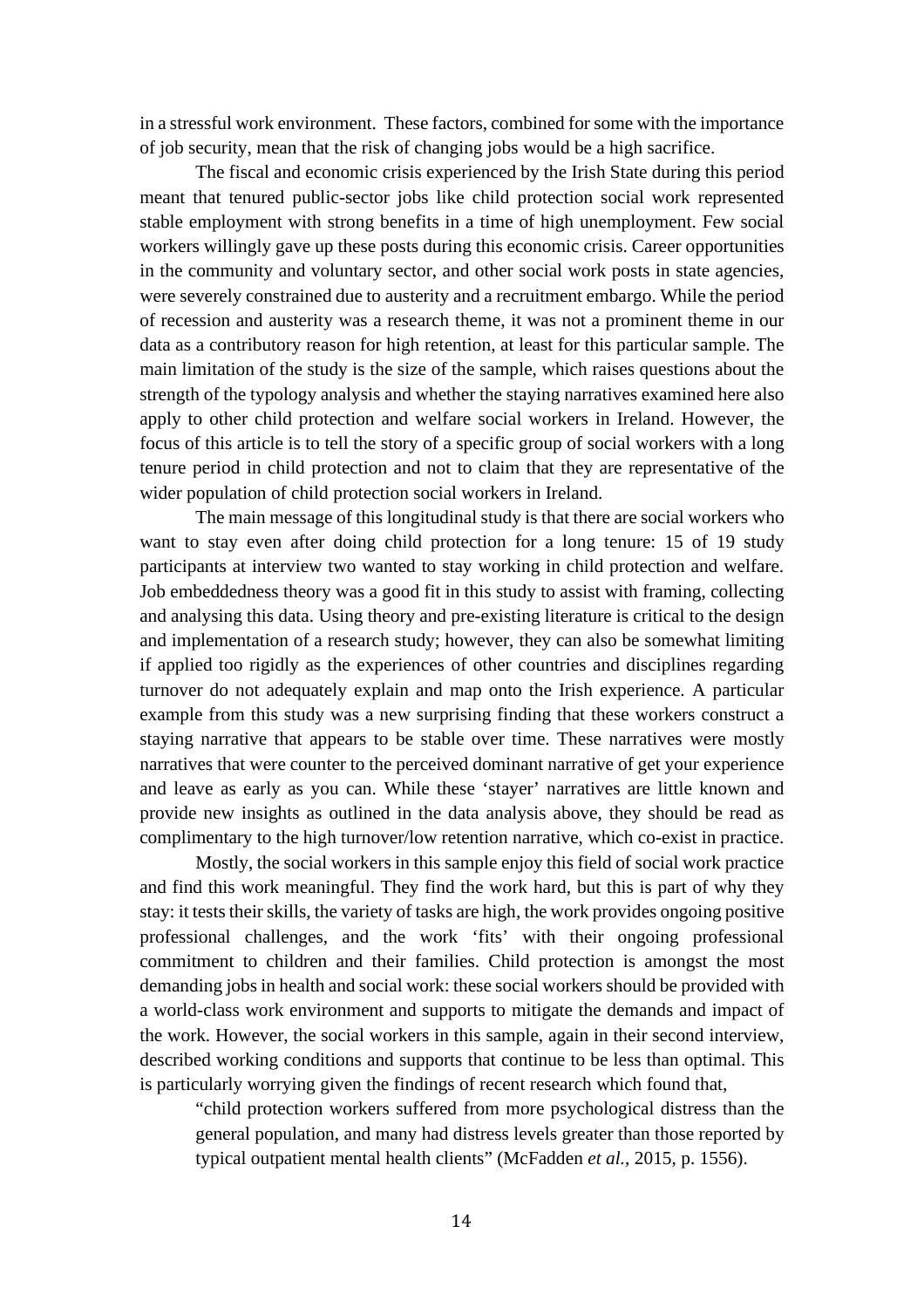in a stressful work environment. These factors, combined for some with the importance of job security, mean that the risk of changing jobs would be a high sacrifice.

The fiscal and economic crisis experienced by the Irish State during this period meant that tenured public-sector jobs like child protection social work represented stable employment with strong benefits in a time of high unemployment. Few social workers willingly gave up these posts during this economic crisis. Career opportunities in the community and voluntary sector, and other social work posts in state agencies, were severely constrained due to austerity and a recruitment embargo. While the period of recession and austerity was a research theme, it was not a prominent theme in our data as a contributory reason for high retention, at least for this particular sample. The main limitation of the study is the size of the sample, which raises questions about the strength of the typology analysis and whether the staying narratives examined here also apply to other child protection and welfare social workers in Ireland. However, the focus of this article is to tell the story of a specific group of social workers with a long tenure period in child protection and not to claim that they are representative of the wider population of child protection social workers in Ireland.

The main message of this longitudinal study is that there are social workers who want to stay even after doing child protection for a long tenure: 15 of 19 study participants at interview two wanted to stay working in child protection and welfare. Job embeddedness theory was a good fit in this study to assist with framing, collecting and analysing this data. Using theory and pre-existing literature is critical to the design and implementation of a research study; however, they can also be somewhat limiting if applied too rigidly as the experiences of other countries and disciplines regarding turnover do not adequately explain and map onto the Irish experience. A particular example from this study was a new surprising finding that these workers construct a staying narrative that appears to be stable over time. These narratives were mostly narratives that were counter to the perceived dominant narrative of get your experience and leave as early as you can. While these 'stayer' narratives are little known and provide new insights as outlined in the data analysis above, they should be read as complimentary to the high turnover/low retention narrative, which co-exist in practice.

Mostly, the social workers in this sample enjoy this field of social work practice and find this work meaningful. They find the work hard, but this is part of why they stay: it tests their skills, the variety of tasks are high, the work provides ongoing positive professional challenges, and the work 'fits' with their ongoing professional commitment to children and their families. Child protection is amongst the most demanding jobs in health and social work: these social workers should be provided with a world-class work environment and supports to mitigate the demands and impact of the work. However, the social workers in this sample, again in their second interview, described working conditions and supports that continue to be less than optimal. This is particularly worrying given the findings of recent research which found that,

> "child protection workers suffered from more psychological distress than the general population, and many had distress levels greater than those reported by typical outpatient mental health clients" (McFadden *et al.*, 2015, p. 1556).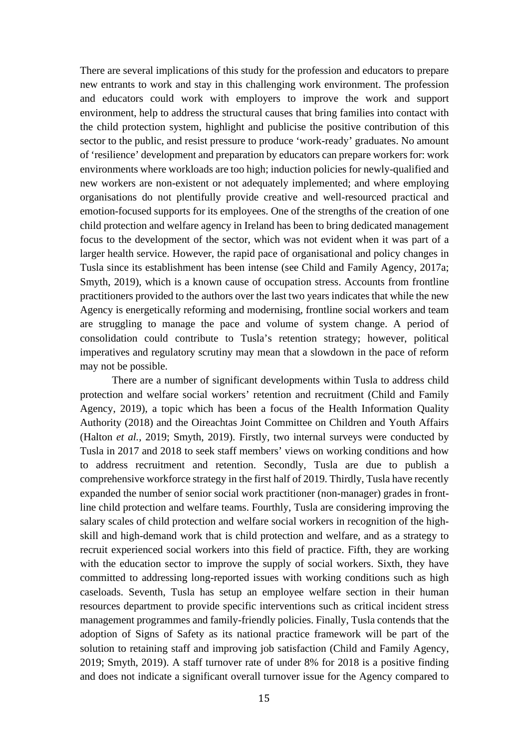There are several implications of this study for the profession and educators to prepare new entrants to work and stay in this challenging work environment. The profession and educators could work with employers to improve the work and support environment, help to address the structural causes that bring families into contact with the child protection system, highlight and publicise the positive contribution of this sector to the public, and resist pressure to produce 'work-ready' graduates. No amount of 'resilience' development and preparation by educators can prepare workers for: work environments where workloads are too high; induction policies for newly-qualified and new workers are non-existent or not adequately implemented; and where employing organisations do not plentifully provide creative and well-resourced practical and emotion-focused supports for its employees. One of the strengths of the creation of one child protection and welfare agency in Ireland has been to bring dedicated management focus to the development of the sector, which was not evident when it was part of a larger health service. However, the rapid pace of organisational and policy changes in Tusla since its establishment has been intense (see Child and Family Agency, 2017a; Smyth, 2019), which is a known cause of occupation stress. Accounts from frontline practitioners provided to the authors over the last two years indicates that while the new Agency is energetically reforming and modernising, frontline social workers and team are struggling to manage the pace and volume of system change. A period of consolidation could contribute to Tusla's retention strategy; however, political imperatives and regulatory scrutiny may mean that a slowdown in the pace of reform may not be possible.

There are a number of significant developments within Tusla to address child protection and welfare social workers' retention and recruitment (Child and Family Agency, 2019), a topic which has been a focus of the Health Information Quality Authority (2018) and the Oireachtas Joint Committee on Children and Youth Affairs (Halton *et al.*, 2019; Smyth, 2019). Firstly, two internal surveys were conducted by Tusla in 2017 and 2018 to seek staff members' views on working conditions and how to address recruitment and retention. Secondly, Tusla are due to publish a comprehensive workforce strategy in the first half of 2019. Thirdly, Tusla have recently expanded the number of senior social work practitioner (non-manager) grades in front-line child protection and welfare teams. Fourthly, Tusla are considering improving the salary scales of child protection and welfare social workers in recognition of the high-skill and high-demand work that is child protection and welfare, and as a strategy to recruit experienced social workers into this field of practice. Fifth, they are working with the education sector to improve the supply of social workers. Sixth, they have committed to addressing long-reported issues with working conditions such as high caseloads. Seventh, Tusla has setup an employee welfare section in their human resources department to provide specific interventions such as critical incident stress management programmes and family-friendly policies. Finally, Tusla contends that the adoption of Signs of Safety as its national practice framework will be part of the solution to retaining staff and improving job satisfaction (Child and Family Agency, 2019; Smyth, 2019). A staff turnover rate of under 8% for 2018 is a positive finding and does not indicate a significant overall turnover issue for the Agency compared to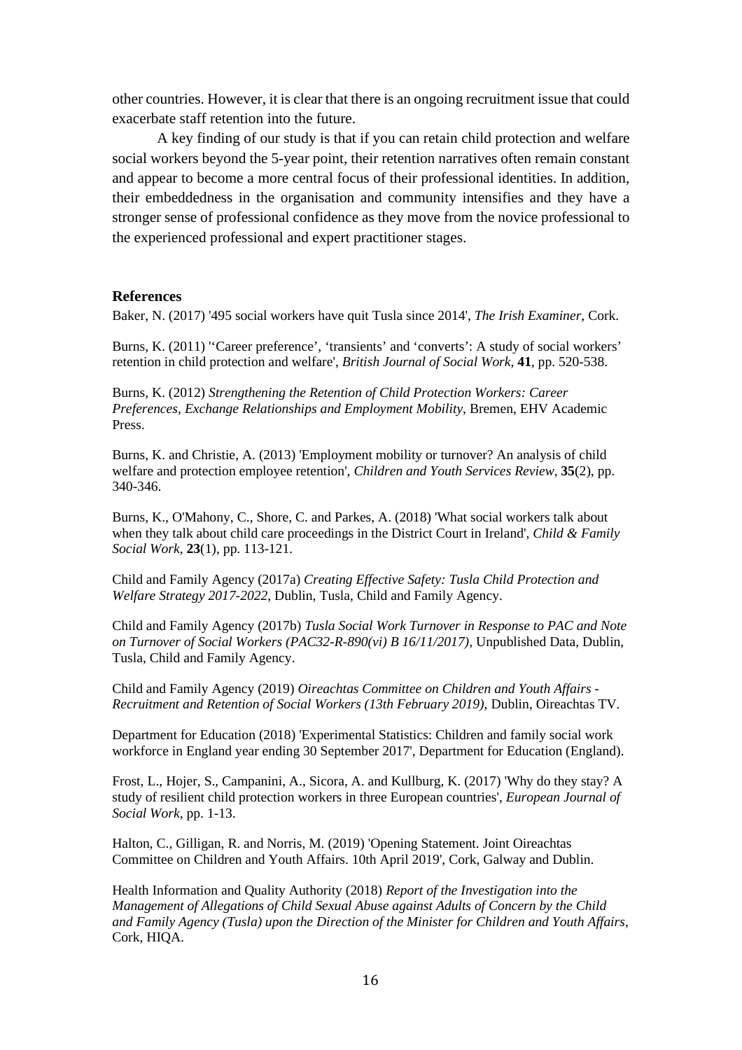other countries. However, it is clear that there is an ongoing recruitment issue that could exacerbate staff retention into the future.

A key finding of our study is that if you can retain child protection and welfare social workers beyond the 5-year point, their retention narratives often remain constant and appear to become a more central focus of their professional identities. In addition, their embeddedness in the organisation and community intensifies and they have a stronger sense of professional confidence as they move from the novice professional to the experienced professional and expert practitioner stages.

### References

Baker, N. (2017) '495 social workers have quit Tusla since 2014', *The Irish Examiner*, Cork.

Burns, K. (2011) ''Career preference', 'transients' and 'converts': A study of social workers' retention in child protection and welfare', *British Journal of Social Work*, **41**, pp. 520-538.

Burns, K. (2012) *Strengthening the Retention of Child Protection Workers: Career Preferences, Exchange Relationships and Employment Mobility*, Bremen, EHV Academic Press.

Burns, K. and Christie, A. (2013) 'Employment mobility or turnover? An analysis of child welfare and protection employee retention', *Children and Youth Services Review*, **35**(2), pp. 340-346.

Burns, K., O'Mahony, C., Shore, C. and Parkes, A. (2018) 'What social workers talk about when they talk about child care proceedings in the District Court in Ireland', *Child & Family Social Work*, **23**(1), pp. 113-121.

Child and Family Agency (2017a) *Creating Effective Safety: Tusla Child Protection and Welfare Strategy 2017-2022*, Dublin, Tusla, Child and Family Agency.

Child and Family Agency (2017b) *Tusla Social Work Turnover in Response to PAC and Note on Turnover of Social Workers (PAC32-R-890(vi) B 16/11/2017)*, Unpublished Data, Dublin, Tusla, Child and Family Agency.

Child and Family Agency (2019) *Oireachtas Committee on Children and Youth Affairs - Recruitment and Retention of Social Workers (13th February 2019)*, Dublin, Oireachtas TV.

Department for Education (2018) 'Experimental Statistics: Children and family social work workforce in England year ending 30 September 2017', Department for Education (England).

Frost, L., Hojer, S., Campanini, A., Sicora, A. and Kullburg, K. (2017) 'Why do they stay? A study of resilient child protection workers in three European countries', *European Journal of Social Work*, pp. 1-13.

Halton, C., Gilligan, R. and Norris, M. (2019) 'Opening Statement. Joint Oireachtas Committee on Children and Youth Affairs. 10th April 2019', Cork, Galway and Dublin.

Health Information and Quality Authority (2018) *Report of the Investigation into the Management of Allegations of Child Sexual Abuse against Adults of Concern by the Child and Family Agency (Tusla) upon the Direction of the Minister for Children and Youth Affairs*, Cork, HIQA.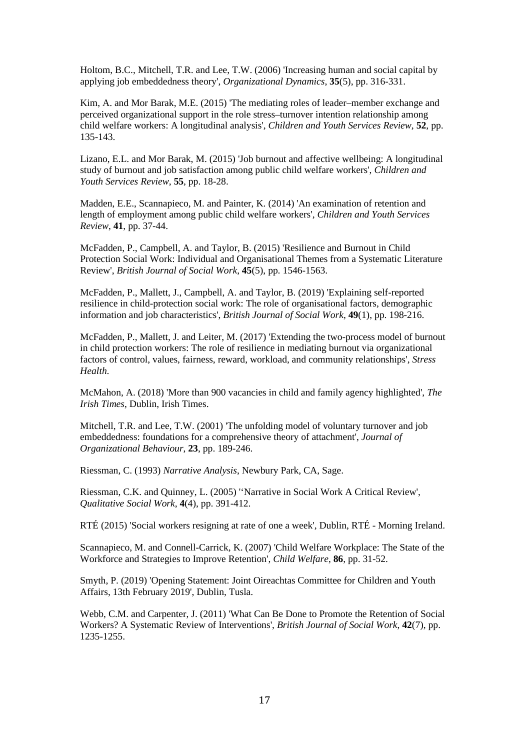Holtom, B.C., Mitchell, T.R. and Lee, T.W. (2006) 'Increasing human and social capital by applying job embeddedness theory', *Organizational Dynamics*, **35**(5), pp. 316-331.

Kim, A. and Mor Barak, M.E. (2015) 'The mediating roles of leader–member exchange and perceived organizational support in the role stress–turnover intention relationship among child welfare workers: A longitudinal analysis', *Children and Youth Services Review*, **52**, pp. 135-143.

Lizano, E.L. and Mor Barak, M. (2015) 'Job burnout and affective wellbeing: A longitudinal study of burnout and job satisfaction among public child welfare workers', *Children and Youth Services Review*, **55**, pp. 18-28.

Madden, E.E., Scannapieco, M. and Painter, K. (2014) 'An examination of retention and length of employment among public child welfare workers', *Children and Youth Services Review*, **41**, pp. 37-44.

McFadden, P., Campbell, A. and Taylor, B. (2015) 'Resilience and Burnout in Child Protection Social Work: Individual and Organisational Themes from a Systematic Literature Review', *British Journal of Social Work*, **45**(5), pp. 1546-1563.

McFadden, P., Mallett, J., Campbell, A. and Taylor, B. (2019) 'Explaining self-reported resilience in child-protection social work: The role of organisational factors, demographic information and job characteristics', *British Journal of Social Work*, **49**(1), pp. 198-216.

McFadden, P., Mallett, J. and Leiter, M. (2017) 'Extending the two-process model of burnout in child protection workers: The role of resilience in mediating burnout via organizational factors of control, values, fairness, reward, workload, and community relationships', *Stress Health.*

McMahon, A. (2018) 'More than 900 vacancies in child and family agency highlighted', *The Irish Times*, Dublin, Irish Times.

Mitchell, T.R. and Lee, T.W. (2001) 'The unfolding model of voluntary turnover and job embeddedness: foundations for a comprehensive theory of attachment', *Journal of Organizational Behaviour*, **23**, pp. 189-246.

Riessman, C. (1993) *Narrative Analysis*, Newbury Park, CA, Sage.

Riessman, C.K. and Quinney, L. (2005) ''Narrative in Social Work A Critical Review', *Qualitative Social Work*, **4**(4), pp. 391-412.

RTÉ (2015) 'Social workers resigning at rate of one a week', Dublin, RTÉ - Morning Ireland.

Scannapieco, M. and Connell-Carrick, K. (2007) 'Child Welfare Workplace: The State of the Workforce and Strategies to Improve Retention', *Child Welfare*, **86**, pp. 31-52.

Smyth, P. (2019) 'Opening Statement: Joint Oireachtas Committee for Children and Youth Affairs, 13th February 2019', Dublin, Tusla.

Webb, C.M. and Carpenter, J. (2011) 'What Can Be Done to Promote the Retention of Social Workers? A Systematic Review of Interventions', *British Journal of Social Work*, **42**(7), pp. 1235-1255.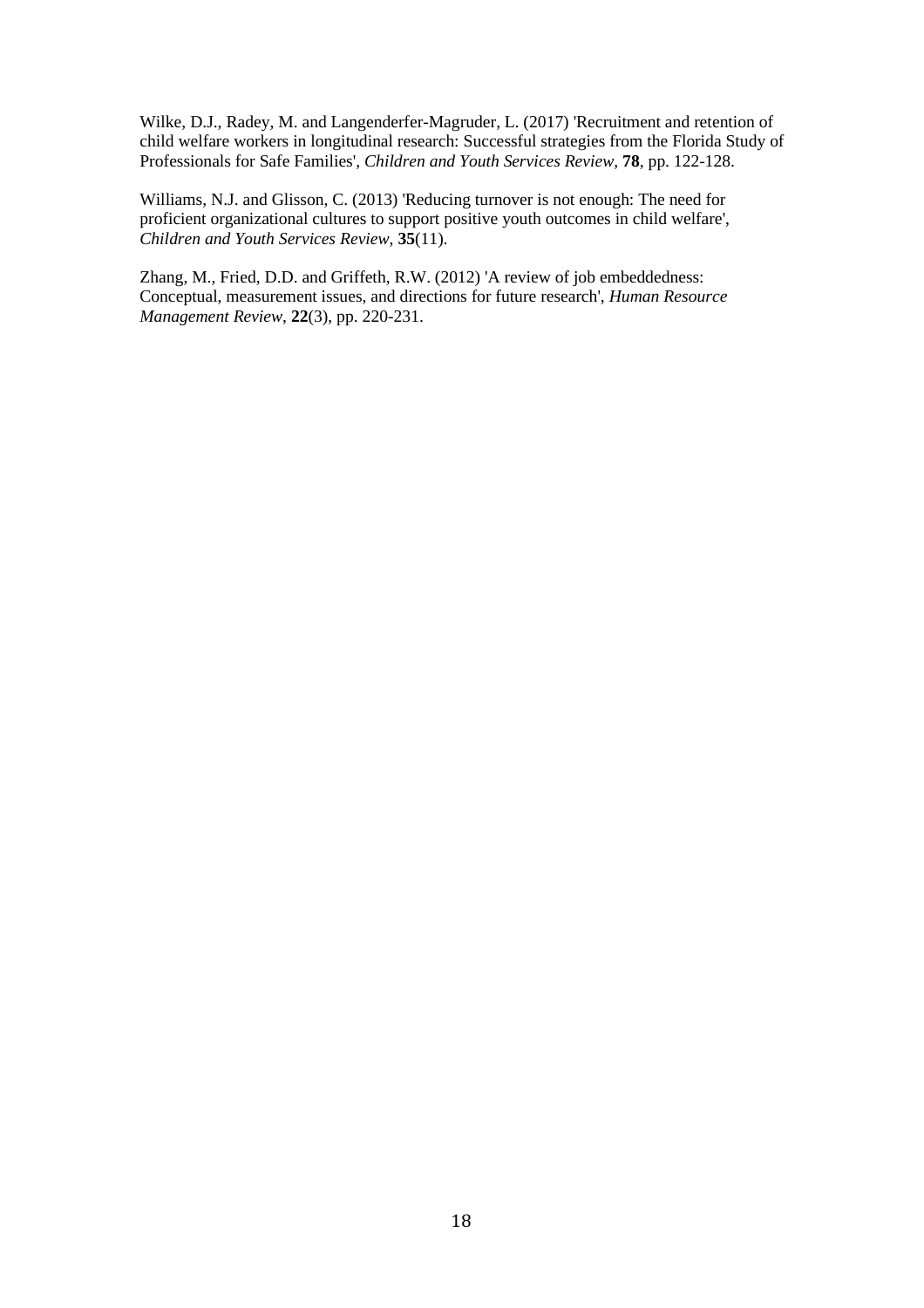Wilke, D.J., Radey, M. and Langenderfer-Magruder, L. (2017) 'Recruitment and retention of child welfare workers in longitudinal research: Successful strategies from the Florida Study of Professionals for Safe Families', *Children and Youth Services Review*, **78**, pp. 122-128.

Williams, N.J. and Glisson, C. (2013) 'Reducing turnover is not enough: The need for proficient organizational cultures to support positive youth outcomes in child welfare', *Children and Youth Services Review*, **35**(11).

Zhang, M., Fried, D.D. and Griffeth, R.W. (2012) 'A review of job embeddedness: Conceptual, measurement issues, and directions for future research', *Human Resource Management Review*, **22**(3), pp. 220-231.